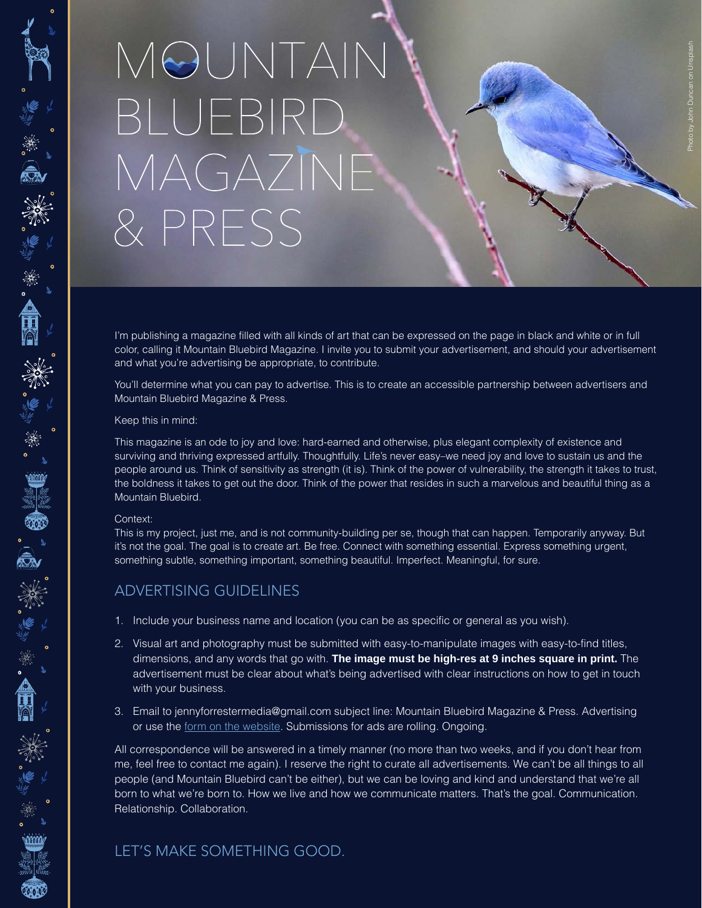# MOUNTAIN BLUEBIRD MAGAZINE & PRESS

Photo by John Duncan on Unsplash

I'm publishing a magazine filled with all kinds of art that can be expressed on the page in black and white or in full color, calling it Mountain Bluebird Magazine. I invite you to submit your advertisement, and should your advertisement and what you're advertising be appropriate, to contribute.

You'll determine what you can pay to advertise. This is to create an accessible partnership between advertisers and Mountain Bluebird Magazine & Press.

Keep this in mind:

This magazine is an ode to joy and love: hard-earned and otherwise, plus elegant complexity of existence and surviving and thriving expressed artfully. Thoughtfully. Life's never easy–we need joy and love to sustain us and the people around us. Think of sensitivity as strength (it is). Think of the power of vulnerability, the strength it takes to trust, the boldness it takes to get out the door. Think of the power that resides in such a marvelous and beautiful thing as a Mountain Bluebird.

Context:
This is my project, just me, and is not community-building per se, though that can happen. Temporarily anyway. But it's not the goal. The goal is to create art. Be free. Connect with something essential. Express something urgent, something subtle, something important, something beautiful. Imperfect. Meaningful, for sure.

## ADVERTISING GUIDELINES

1. Include your business name and location (you can be as specific or general as you wish).
2. Visual art and photography must be submitted with easy-to-manipulate images with easy-to-find titles, dimensions, and any words that go with. **The image must be high-res at 9 inches square in print.** The advertisement must be clear about what's being advertised with clear instructions on how to get in touch with your business.
3. Email to jennyforrestermedia@gmail.com subject line: Mountain Bluebird Magazine & Press. Advertising or use the form on the website. Submissions for ads are rolling. Ongoing.

All correspondence will be answered in a timely manner (no more than two weeks, and if you don't hear from me, feel free to contact me again). I reserve the right to curate all advertisements. We can't be all things to all people (and Mountain Bluebird can't be either), but we can be loving and kind and understand that we're all born to what we're born to. How we live and how we communicate matters. That's the goal. Communication. Relationship. Collaboration.

## LET'S MAKE SOMETHING GOOD.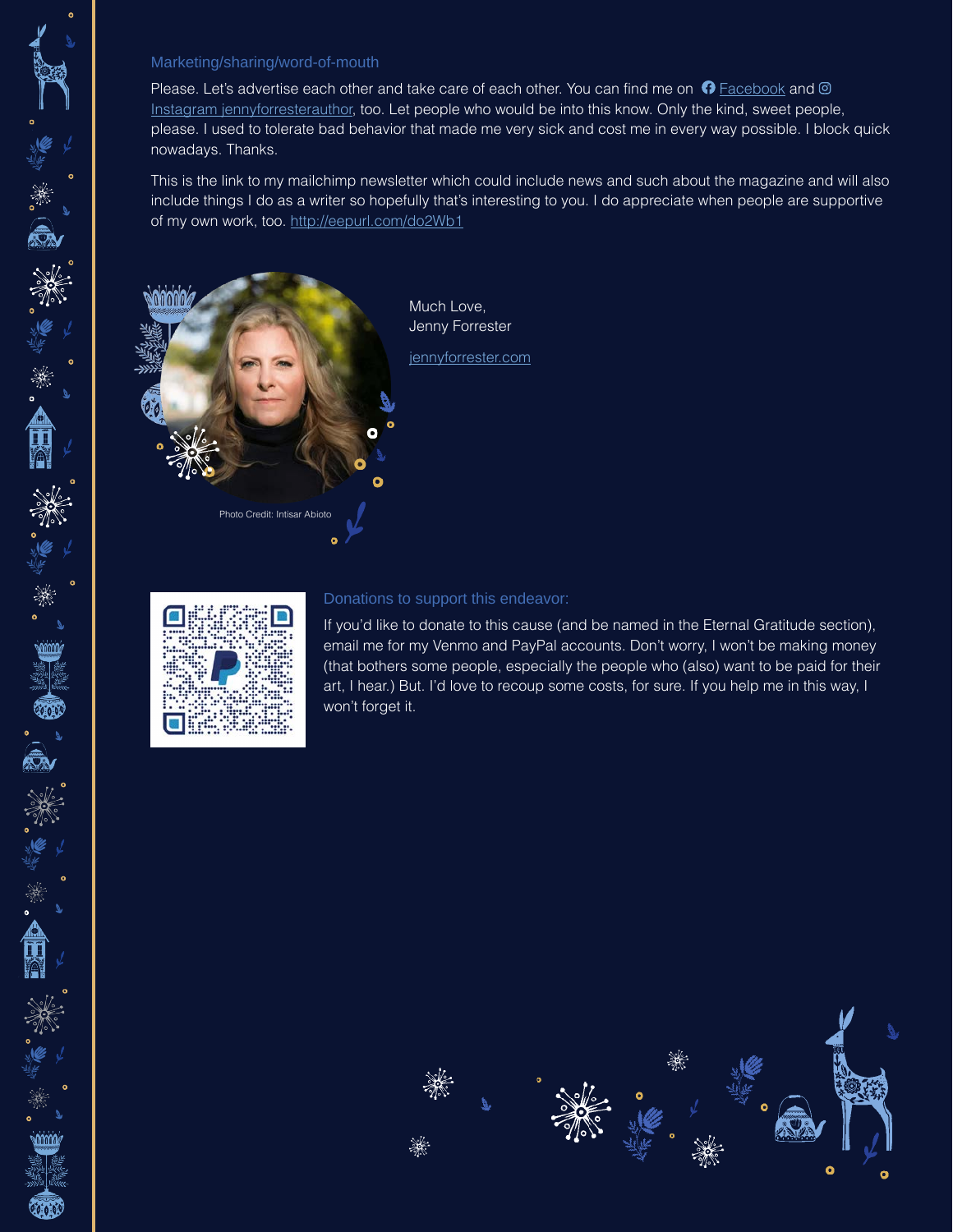### Marketing/sharing/word-of-mouth

Please. Let's advertise each other and take care of each other. You can find me on Facebook and Instagram jennyforresterauthor, too. Let people who would be into this know. Only the kind, sweet people, please. I used to tolerate bad behavior that made me very sick and cost me in every way possible. I block quick nowadays. Thanks.

This is the link to my mailchimp newsletter which could include news and such about the magazine and will also include things I do as a writer so hopefully that's interesting to you. I do appreciate when people are supportive of my own work, too. http://eepurl.com/do2Wb1

Photo Credit: Intisar Abioto

Much Love,
Jenny Forrester

jennyforrester.com

### Donations to support this endeavor:

If you'd like to donate to this cause (and be named in the Eternal Gratitude section), email me for my Venmo and PayPal accounts. Don't worry, I won't be making money (that bothers some people, especially the people who (also) want to be paid for their art, I hear.) But. I'd love to recoup some costs, for sure. If you help me in this way, I won't forget it.